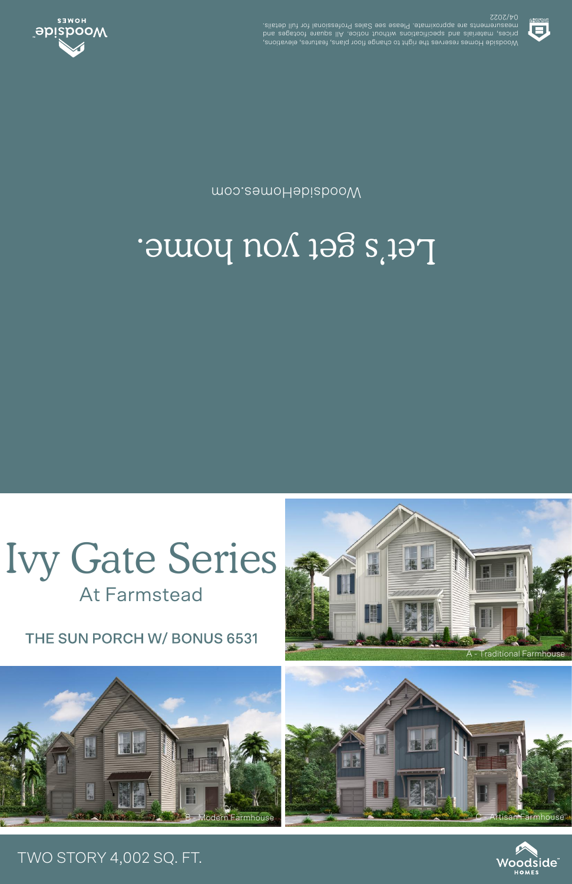Woodside Homes reserves the right to change floor plans, features, elevations, prices, materials and specifications without notice. All square footages and measurements are approximate. Please see Sales Professional for full details.
04/2022

Woodside HOMES

# Let's get you home.

WoodsideHomes.com

# Ivy Gate Series

## At Farmstead

### THE SUN PORCH W/ BONUS 6531

A - Traditional Farmhouse

B - Modern Farmhouse

C - Artisan Farmhouse

TWO STORY 4,002 SQ. FT.

Woodside HOMES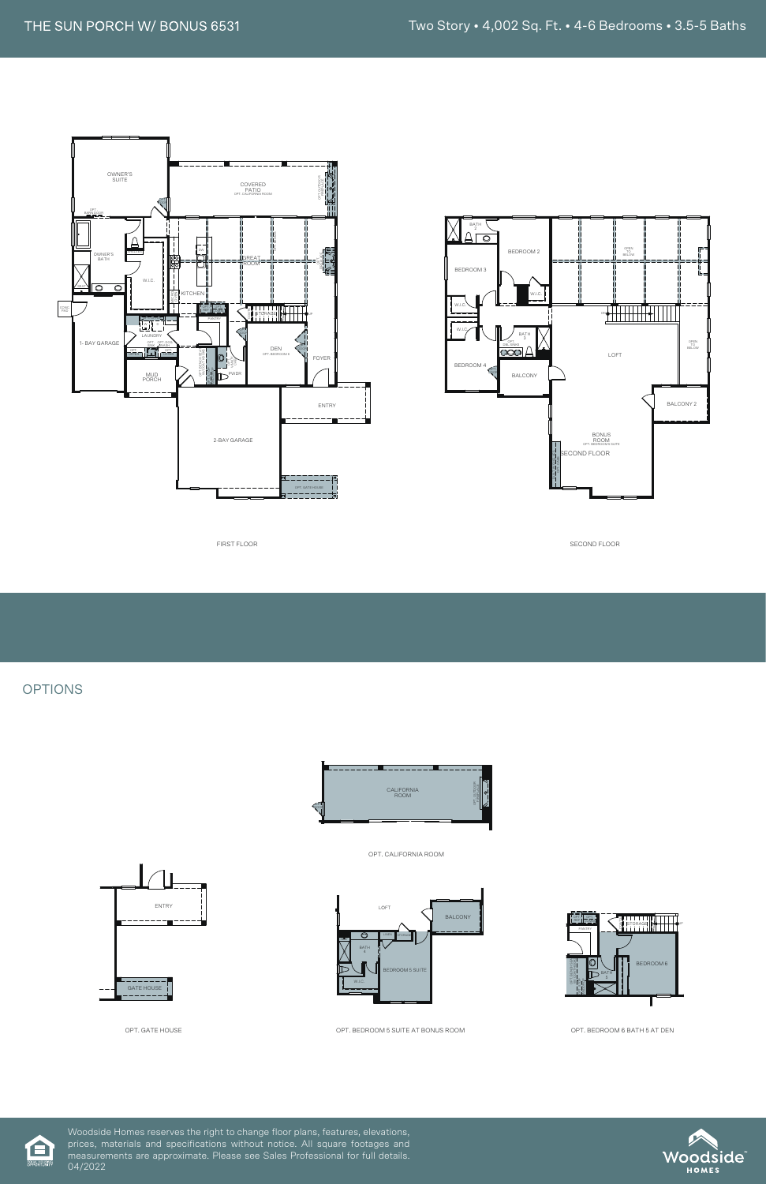# THE SUN PORCH W/ BONUS 6531

Two Story • 4,002 Sq. Ft. • 4-6 Bedrooms • 3.5-5 Baths

OWNER'S SUITE
COVERED PATIO
OPT. CALIFORNIA ROOM
OWNER'S BATH
W.I.C.
GREAT ROOM
KITCHEN
PANTRY
LAUNDRY
1- BAY GARAGE
MUD PORCH
PWDR
DEN
OPT. BEDROOM 6
FOYER
ENTRY
2-BAY GARAGE
OPT. GATE HOUSE
STORAGE

FIRST FLOOR

BATH 2
BEDROOM 2
BEDROOM 3
W.I.C.
OPEN TO BELOW
BEDROOM 4
BATH 3
BALCONY
LOFT
BALCONY 2
BONUS ROOM
OPT. BEDROOM 5 SUITE

SECOND FLOOR

## OPTIONS

CALIFORNIA ROOM

OPT. CALIFORNIA ROOM

ENTRY
GATE HOUSE

OPT. GATE HOUSE

LOFT
BALCONY
BATH 4
BEDROOM 5 SUITE
W.I.C.

OPT. BEDROOM 5 SUITE AT BONUS ROOM

PANTRY
STORAGE
BEDROOM 6
BATH 5

OPT. BEDROOM 6 BATH 5 AT DEN

Woodside Homes reserves the right to change floor plans, features, elevations, prices, materials and specifications without notice. All square footages and measurements are approximate. Please see Sales Professional for full details. 04/2022

Woodside HOMES